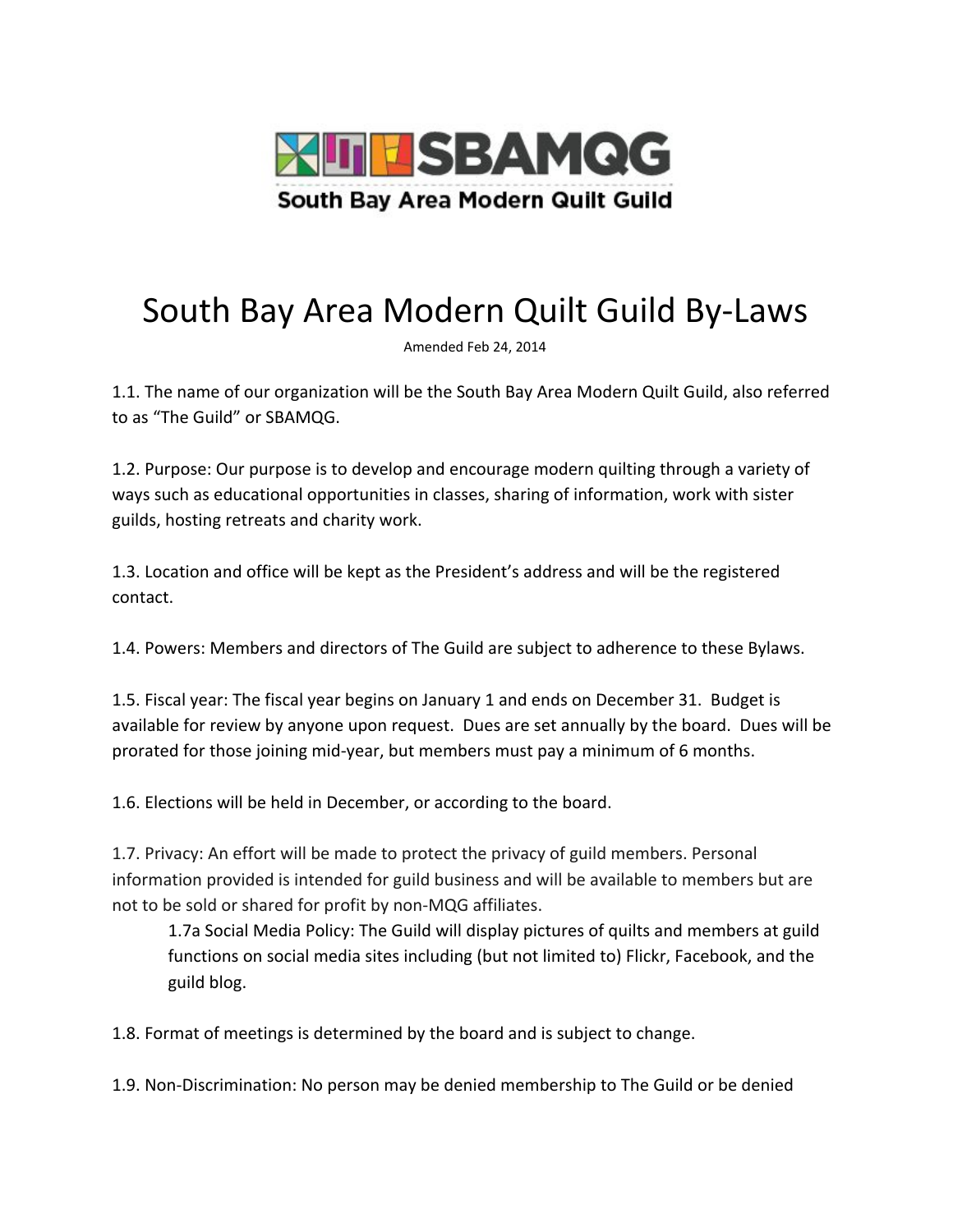SBAMQG

South Bay Area Modern Quilt Guild

# South Bay Area Modern Quilt Guild By-Laws

Amended Feb 24, 2014

1.1. The name of our organization will be the South Bay Area Modern Quilt Guild, also referred to as "The Guild" or SBAMQG.

1.2. Purpose: Our purpose is to develop and encourage modern quilting through a variety of ways such as educational opportunities in classes, sharing of information, work with sister guilds, hosting retreats and charity work.

1.3. Location and office will be kept as the President's address and will be the registered contact.

1.4. Powers: Members and directors of The Guild are subject to adherence to these Bylaws.

1.5. Fiscal year: The fiscal year begins on January 1 and ends on December 31. Budget is available for review by anyone upon request. Dues are set annually by the board. Dues will be prorated for those joining mid-year, but members must pay a minimum of 6 months.

1.6. Elections will be held in December, or according to the board.

1.7. Privacy: An effort will be made to protect the privacy of guild members. Personal information provided is intended for guild business and will be available to members but are not to be sold or shared for profit by non-MQG affiliates.

> 1.7a Social Media Policy: The Guild will display pictures of quilts and members at guild functions on social media sites including (but not limited to) Flickr, Facebook, and the guild blog.

1.8. Format of meetings is determined by the board and is subject to change.

1.9. Non-Discrimination: No person may be denied membership to The Guild or be denied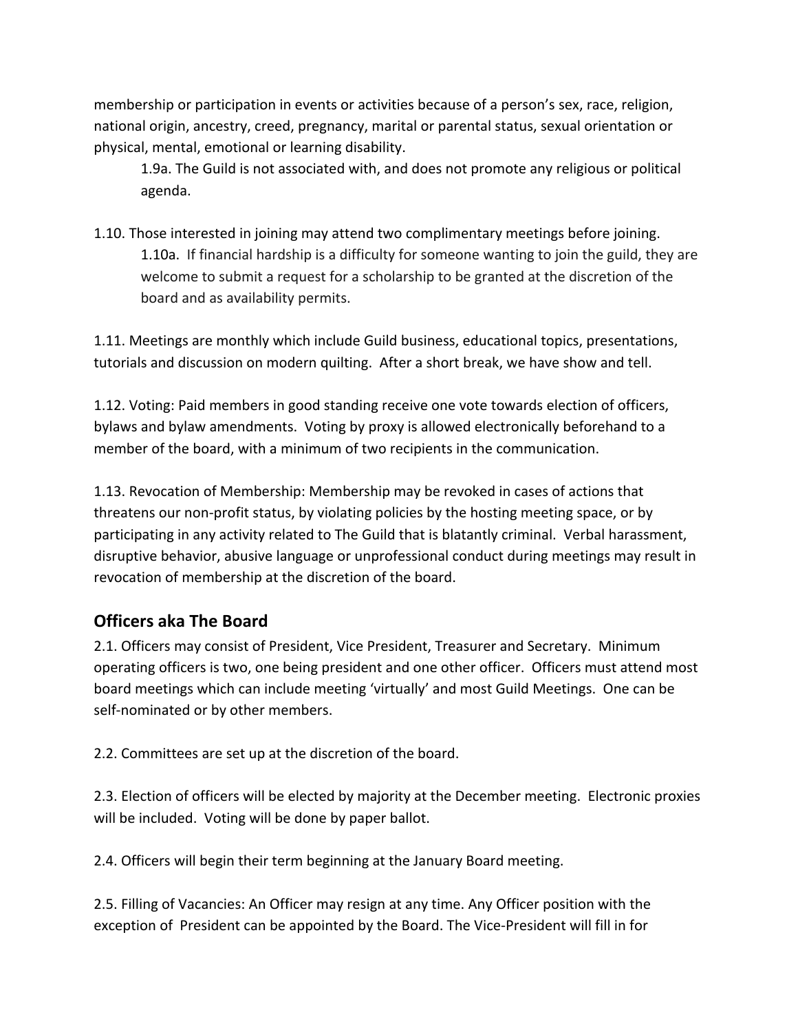membership or participation in events or activities because of a person's sex, race, religion, national origin, ancestry, creed, pregnancy, marital or parental status, sexual orientation or physical, mental, emotional or learning disability.

> 1.9a. The Guild is not associated with, and does not promote any religious or political agenda.

1.10. Those interested in joining may attend two complimentary meetings before joining.

> 1.10a. If financial hardship is a difficulty for someone wanting to join the guild, they are welcome to submit a request for a scholarship to be granted at the discretion of the board and as availability permits.

1.11. Meetings are monthly which include Guild business, educational topics, presentations, tutorials and discussion on modern quilting. After a short break, we have show and tell.

1.12. Voting: Paid members in good standing receive one vote towards election of officers, bylaws and bylaw amendments. Voting by proxy is allowed electronically beforehand to a member of the board, with a minimum of two recipients in the communication.

1.13. Revocation of Membership: Membership may be revoked in cases of actions that threatens our non-profit status, by violating policies by the hosting meeting space, or by participating in any activity related to The Guild that is blatantly criminal. Verbal harassment, disruptive behavior, abusive language or unprofessional conduct during meetings may result in revocation of membership at the discretion of the board.

## Officers aka The Board

2.1. Officers may consist of President, Vice President, Treasurer and Secretary. Minimum operating officers is two, one being president and one other officer. Officers must attend most board meetings which can include meeting 'virtually' and most Guild Meetings. One can be self-nominated or by other members.

2.2. Committees are set up at the discretion of the board.

2.3. Election of officers will be elected by majority at the December meeting. Electronic proxies will be included. Voting will be done by paper ballot.

2.4. Officers will begin their term beginning at the January Board meeting.

2.5. Filling of Vacancies: An Officer may resign at any time. Any Officer position with the exception of President can be appointed by the Board. The Vice-President will fill in for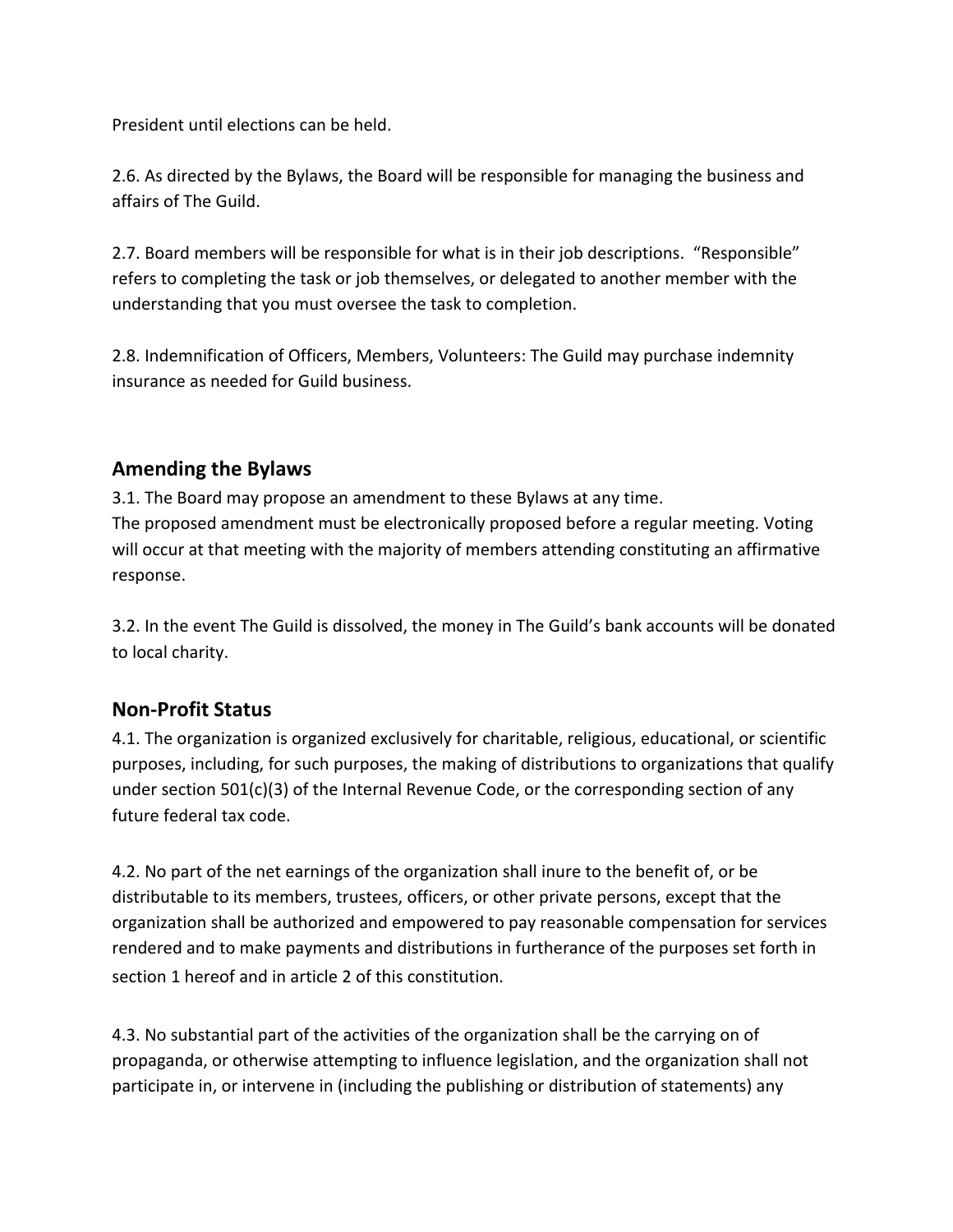President until elections can be held.

2.6. As directed by the Bylaws, the Board will be responsible for managing the business and affairs of The Guild.

2.7. Board members will be responsible for what is in their job descriptions. "Responsible" refers to completing the task or job themselves, or delegated to another member with the understanding that you must oversee the task to completion.

2.8. Indemnification of Officers, Members, Volunteers: The Guild may purchase indemnity insurance as needed for Guild business.

## Amending the Bylaws

3.1. The Board may propose an amendment to these Bylaws at any time.
The proposed amendment must be electronically proposed before a regular meeting. Voting will occur at that meeting with the majority of members attending constituting an affirmative response.

3.2. In the event The Guild is dissolved, the money in The Guild's bank accounts will be donated to local charity.

## Non-Profit Status

4.1. The organization is organized exclusively for charitable, religious, educational, or scientific purposes, including, for such purposes, the making of distributions to organizations that qualify under section 501(c)(3) of the Internal Revenue Code, or the corresponding section of any future federal tax code.

4.2. No part of the net earnings of the organization shall inure to the benefit of, or be distributable to its members, trustees, officers, or other private persons, except that the organization shall be authorized and empowered to pay reasonable compensation for services rendered and to make payments and distributions in furtherance of the purposes set forth in section 1 hereof and in article 2 of this constitution.

4.3. No substantial part of the activities of the organization shall be the carrying on of propaganda, or otherwise attempting to influence legislation, and the organization shall not participate in, or intervene in (including the publishing or distribution of statements) any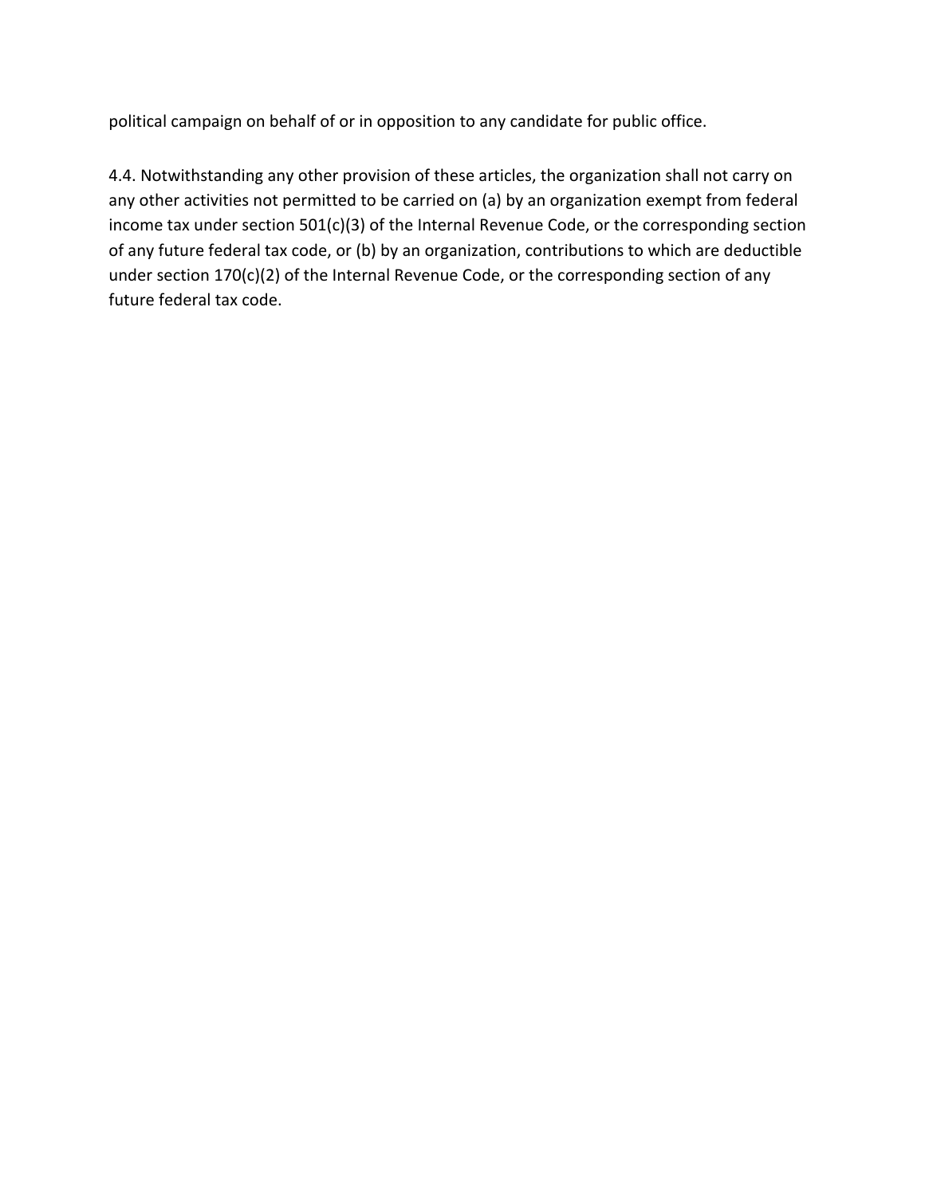political campaign on behalf of or in opposition to any candidate for public office.

4.4. Notwithstanding any other provision of these articles, the organization shall not carry on any other activities not permitted to be carried on (a) by an organization exempt from federal income tax under section 501(c)(3) of the Internal Revenue Code, or the corresponding section of any future federal tax code, or (b) by an organization, contributions to which are deductible under section 170(c)(2) of the Internal Revenue Code, or the corresponding section of any future federal tax code.